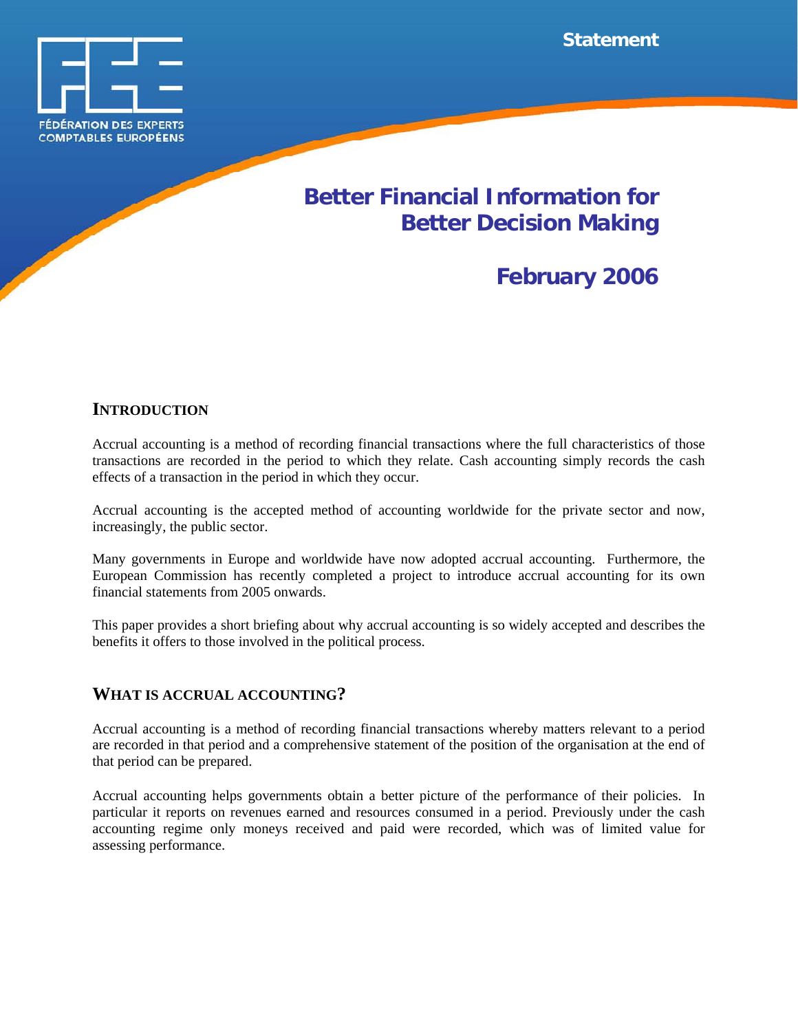Statement

FÉDÉRATION DES EXPERTS COMPTABLES EUROPÉENS

# Better Financial Information for Better Decision Making

## February 2006

## INTRODUCTION

Accrual accounting is a method of recording financial transactions where the full characteristics of those transactions are recorded in the period to which they relate. Cash accounting simply records the cash effects of a transaction in the period in which they occur.

Accrual accounting is the accepted method of accounting worldwide for the private sector and now, increasingly, the public sector.

Many governments in Europe and worldwide have now adopted accrual accounting. Furthermore, the European Commission has recently completed a project to introduce accrual accounting for its own financial statements from 2005 onwards.

This paper provides a short briefing about why accrual accounting is so widely accepted and describes the benefits it offers to those involved in the political process.

## WHAT IS ACCRUAL ACCOUNTING?

Accrual accounting is a method of recording financial transactions whereby matters relevant to a period are recorded in that period and a comprehensive statement of the position of the organisation at the end of that period can be prepared.

Accrual accounting helps governments obtain a better picture of the performance of their policies. In particular it reports on revenues earned and resources consumed in a period. Previously under the cash accounting regime only moneys received and paid were recorded, which was of limited value for assessing performance.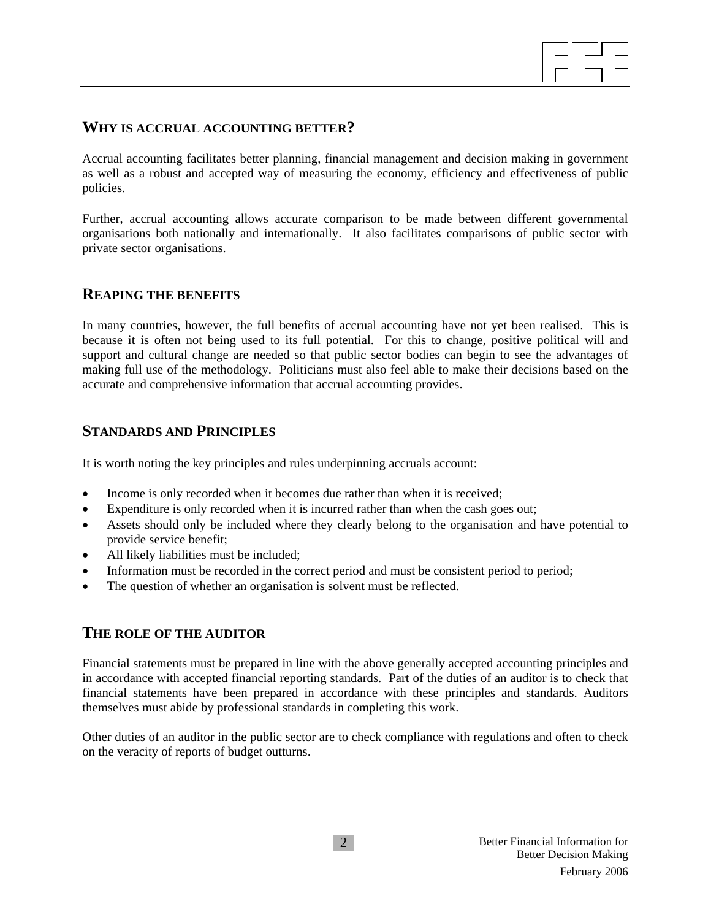## Why is accrual accounting better?

Accrual accounting facilitates better planning, financial management and decision making in government as well as a robust and accepted way of measuring the economy, efficiency and effectiveness of public policies.

Further, accrual accounting allows accurate comparison to be made between different governmental organisations both nationally and internationally. It also facilitates comparisons of public sector with private sector organisations.

## Reaping the benefits

In many countries, however, the full benefits of accrual accounting have not yet been realised. This is because it is often not being used to its full potential. For this to change, positive political will and support and cultural change are needed so that public sector bodies can begin to see the advantages of making full use of the methodology. Politicians must also feel able to make their decisions based on the accurate and comprehensive information that accrual accounting provides.

## Standards and Principles

It is worth noting the key principles and rules underpinning accruals account:

- Income is only recorded when it becomes due rather than when it is received;
- Expenditure is only recorded when it is incurred rather than when the cash goes out;
- Assets should only be included where they clearly belong to the organisation and have potential to provide service benefit;
- All likely liabilities must be included;
- Information must be recorded in the correct period and must be consistent period to period;
- The question of whether an organisation is solvent must be reflected.

## The role of the auditor

Financial statements must be prepared in line with the above generally accepted accounting principles and in accordance with accepted financial reporting standards. Part of the duties of an auditor is to check that financial statements have been prepared in accordance with these principles and standards. Auditors themselves must abide by professional standards in completing this work.

Other duties of an auditor in the public sector are to check compliance with regulations and often to check on the veracity of reports of budget outturns.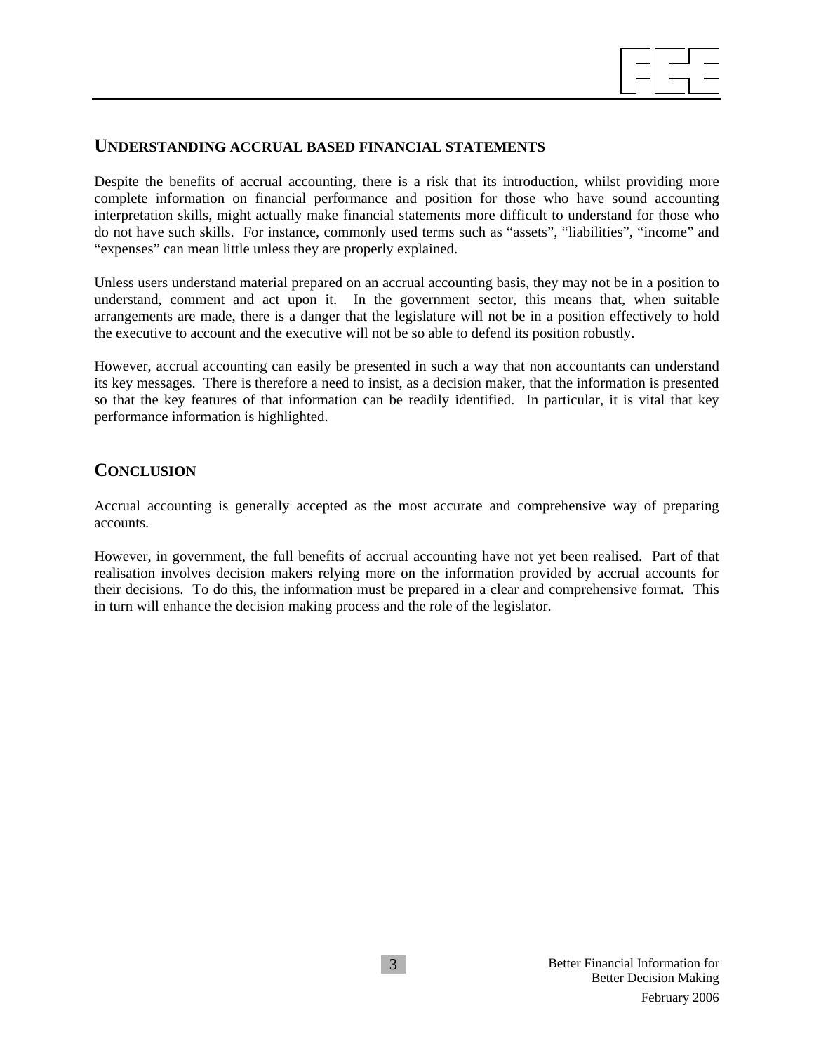## Understanding accrual based financial statements

Despite the benefits of accrual accounting, there is a risk that its introduction, whilst providing more complete information on financial performance and position for those who have sound accounting interpretation skills, might actually make financial statements more difficult to understand for those who do not have such skills. For instance, commonly used terms such as "assets", "liabilities", "income" and "expenses" can mean little unless they are properly explained.

Unless users understand material prepared on an accrual accounting basis, they may not be in a position to understand, comment and act upon it. In the government sector, this means that, when suitable arrangements are made, there is a danger that the legislature will not be in a position effectively to hold the executive to account and the executive will not be so able to defend its position robustly.

However, accrual accounting can easily be presented in such a way that non accountants can understand its key messages. There is therefore a need to insist, as a decision maker, that the information is presented so that the key features of that information can be readily identified. In particular, it is vital that key performance information is highlighted.

## Conclusion

Accrual accounting is generally accepted as the most accurate and comprehensive way of preparing accounts.

However, in government, the full benefits of accrual accounting have not yet been realised. Part of that realisation involves decision makers relying more on the information provided by accrual accounts for their decisions. To do this, the information must be prepared in a clear and comprehensive format. This in turn will enhance the decision making process and the role of the legislator.